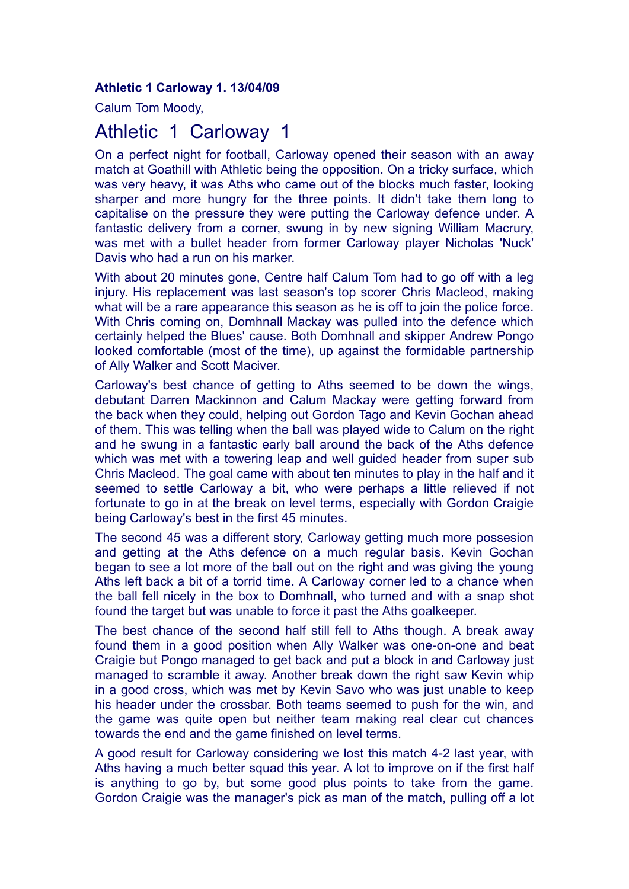**Athletic 1 Carloway 1. 13/04/09**

Calum Tom Moody,

# Athletic 1 Carloway 1

On a perfect night for football, Carloway opened their season with an away match at Goathill with Athletic being the opposition. On a tricky surface, which was very heavy, it was Aths who came out of the blocks much faster, looking sharper and more hungry for the three points. It didn't take them long to capitalise on the pressure they were putting the Carloway defence under. A fantastic delivery from a corner, swung in by new signing William Macrury, was met with a bullet header from former Carloway player Nicholas 'Nuck' Davis who had a run on his marker.

With about 20 minutes gone, Centre half Calum Tom had to go off with a leg injury. His replacement was last season's top scorer Chris Macleod, making what will be a rare appearance this season as he is off to join the police force. With Chris coming on, Domhnall Mackay was pulled into the defence which certainly helped the Blues' cause. Both Domhnall and skipper Andrew Pongo looked comfortable (most of the time), up against the formidable partnership of Ally Walker and Scott Maciver.

Carloway's best chance of getting to Aths seemed to be down the wings, debutant Darren Mackinnon and Calum Mackay were getting forward from the back when they could, helping out Gordon Tago and Kevin Gochan ahead of them. This was telling when the ball was played wide to Calum on the right and he swung in a fantastic early ball around the back of the Aths defence which was met with a towering leap and well guided header from super sub Chris Macleod. The goal came with about ten minutes to play in the half and it seemed to settle Carloway a bit, who were perhaps a little relieved if not fortunate to go in at the break on level terms, especially with Gordon Craigie being Carloway's best in the first 45 minutes.

The second 45 was a different story, Carloway getting much more possesion and getting at the Aths defence on a much regular basis. Kevin Gochan began to see a lot more of the ball out on the right and was giving the young Aths left back a bit of a torrid time. A Carloway corner led to a chance when the ball fell nicely in the box to Domhnall, who turned and with a snap shot found the target but was unable to force it past the Aths goalkeeper.

The best chance of the second half still fell to Aths though. A break away found them in a good position when Ally Walker was one-on-one and beat Craigie but Pongo managed to get back and put a block in and Carloway just managed to scramble it away. Another break down the right saw Kevin whip in a good cross, which was met by Kevin Savo who was just unable to keep his header under the crossbar. Both teams seemed to push for the win, and the game was quite open but neither team making real clear cut chances towards the end and the game finished on level terms.

A good result for Carloway considering we lost this match 4-2 last year, with Aths having a much better squad this year. A lot to improve on if the first half is anything to go by, but some good plus points to take from the game. Gordon Craigie was the manager's pick as man of the match, pulling off a lot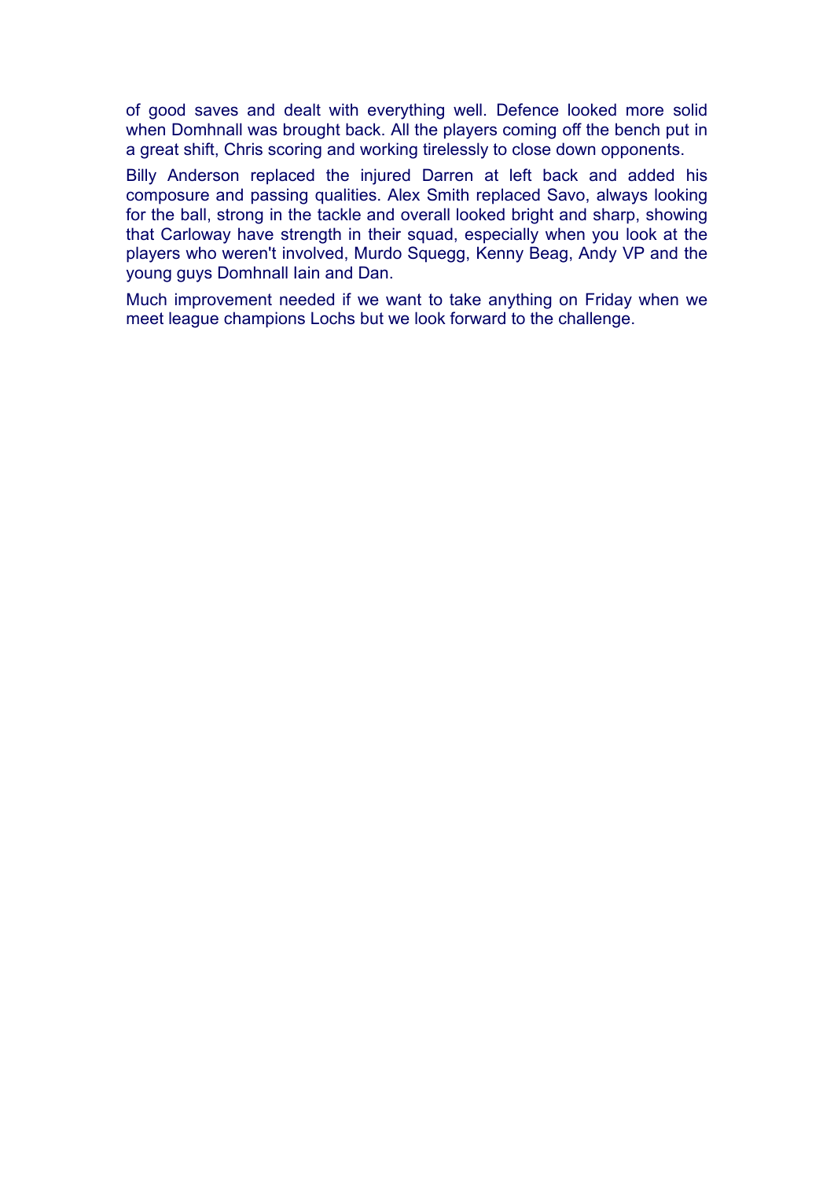of good saves and dealt with everything well. Defence looked more solid when Domhnall was brought back. All the players coming off the bench put in a great shift, Chris scoring and working tirelessly to close down opponents.

Billy Anderson replaced the injured Darren at left back and added his composure and passing qualities. Alex Smith replaced Savo, always looking for the ball, strong in the tackle and overall looked bright and sharp, showing that Carloway have strength in their squad, especially when you look at the players who weren't involved, Murdo Squegg, Kenny Beag, Andy VP and the young guys Domhnall Iain and Dan.

Much improvement needed if we want to take anything on Friday when we meet league champions Lochs but we look forward to the challenge.